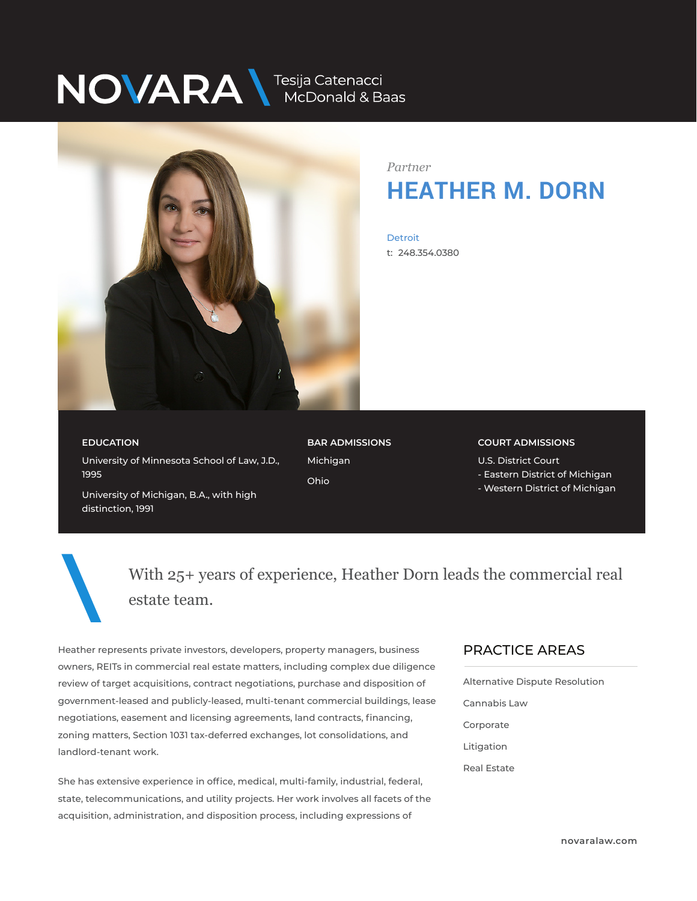NOVARA \ Tesija Catenacci McDonald & Baas

*Partner*

# HEATHER M. DORN

Detroit

t: 248.354.0380

## EDUCATION

University of Minnesota School of Law, J.D., 1995

University of Michigan, B.A., with high distinction, 1991

## BAR ADMISSIONS

Michigan

Ohio

## COURT ADMISSIONS

U.S. District Court
- Eastern District of Michigan
- Western District of Michigan

With 25+ years of experience, Heather Dorn leads the commercial real estate team.

Heather represents private investors, developers, property managers, business owners, REITs in commercial real estate matters, including complex due diligence review of target acquisitions, contract negotiations, purchase and disposition of government-leased and publicly-leased, multi-tenant commercial buildings, lease negotiations, easement and licensing agreements, land contracts, financing, zoning matters, Section 1031 tax-deferred exchanges, lot consolidations, and landlord-tenant work.

She has extensive experience in office, medical, multi-family, industrial, federal, state, telecommunications, and utility projects. Her work involves all facets of the acquisition, administration, and disposition process, including expressions of

## PRACTICE AREAS

Alternative Dispute Resolution

Cannabis Law

Corporate

Litigation

Real Estate

novaralaw.com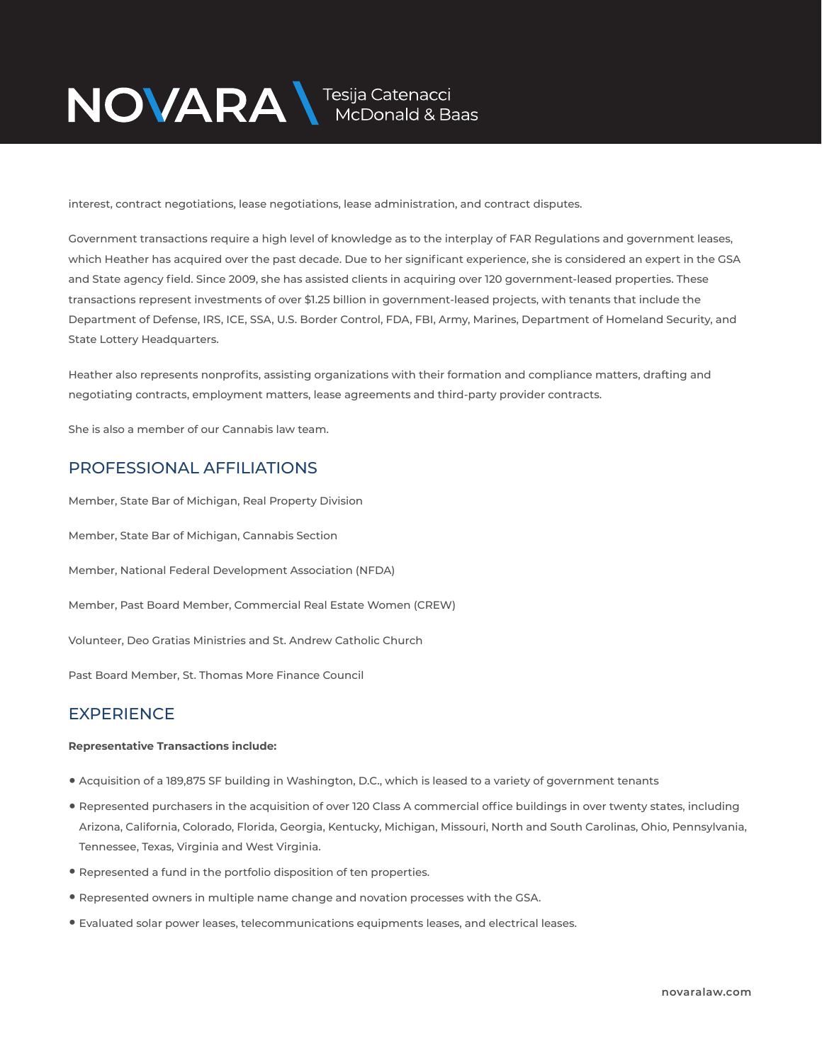interest, contract negotiations, lease negotiations, lease administration, and contract disputes.

Government transactions require a high level of knowledge as to the interplay of FAR Regulations and government leases, which Heather has acquired over the past decade. Due to her significant experience, she is considered an expert in the GSA and State agency field. Since 2009, she has assisted clients in acquiring over 120 government-leased properties. These transactions represent investments of over $1.25 billion in government-leased projects, with tenants that include the Department of Defense, IRS, ICE, SSA, U.S. Border Control, FDA, FBI, Army, Marines, Department of Homeland Security, and State Lottery Headquarters.

Heather also represents nonprofits, assisting organizations with their formation and compliance matters, drafting and negotiating contracts, employment matters, lease agreements and third-party provider contracts.

She is also a member of our Cannabis law team.

## PROFESSIONAL AFFILIATIONS

Member, State Bar of Michigan, Real Property Division

Member, State Bar of Michigan, Cannabis Section

Member, National Federal Development Association (NFDA)

Member, Past Board Member, Commercial Real Estate Women (CREW)

Volunteer, Deo Gratias Ministries and St. Andrew Catholic Church

Past Board Member, St. Thomas More Finance Council

## EXPERIENCE

**Representative Transactions include:**

- Acquisition of a 189,875 SF building in Washington, D.C., which is leased to a variety of government tenants
- Represented purchasers in the acquisition of over 120 Class A commercial office buildings in over twenty states, including Arizona, California, Colorado, Florida, Georgia, Kentucky, Michigan, Missouri, North and South Carolinas, Ohio, Pennsylvania, Tennessee, Texas, Virginia and West Virginia.
- Represented a fund in the portfolio disposition of ten properties.
- Represented owners in multiple name change and novation processes with the GSA.
- Evaluated solar power leases, telecommunications equipments leases, and electrical leases.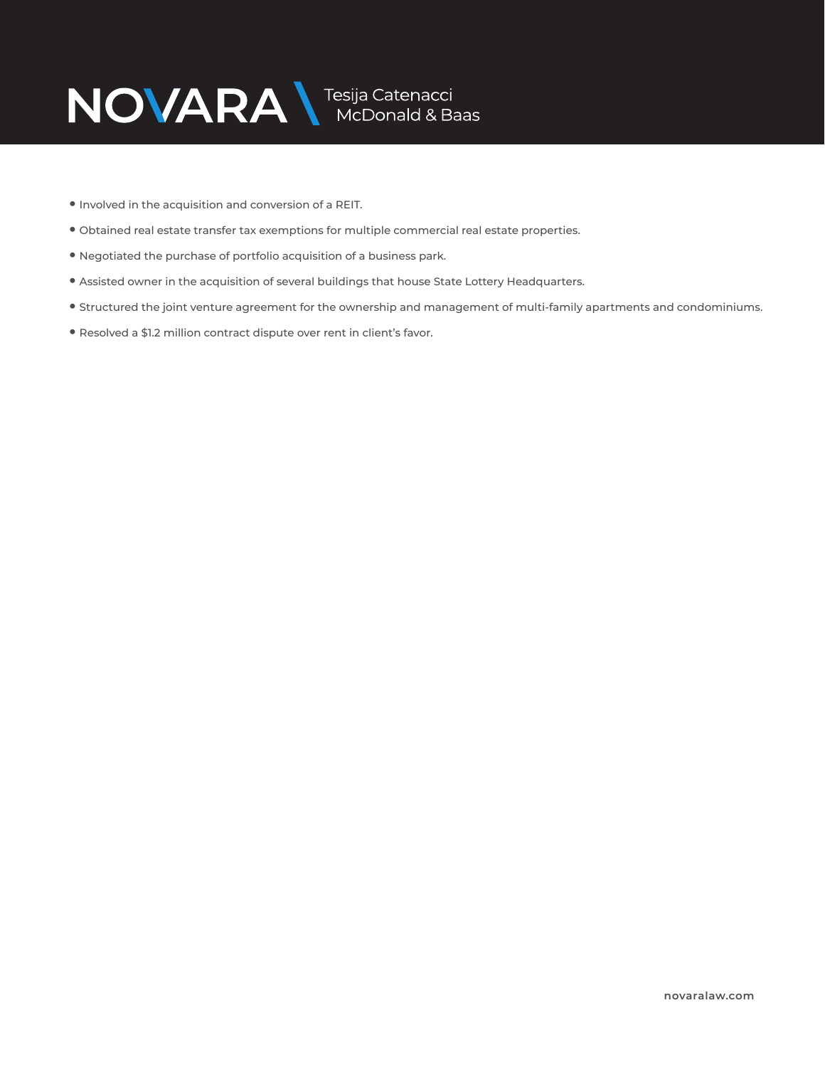- Involved in the acquisition and conversion of a REIT.
- Obtained real estate transfer tax exemptions for multiple commercial real estate properties.
- Negotiated the purchase of portfolio acquisition of a business park.
- Assisted owner in the acquisition of several buildings that house State Lottery Headquarters.
- Structured the joint venture agreement for the ownership and management of multi-family apartments and condominiums.
- Resolved a $1.2 million contract dispute over rent in client's favor.